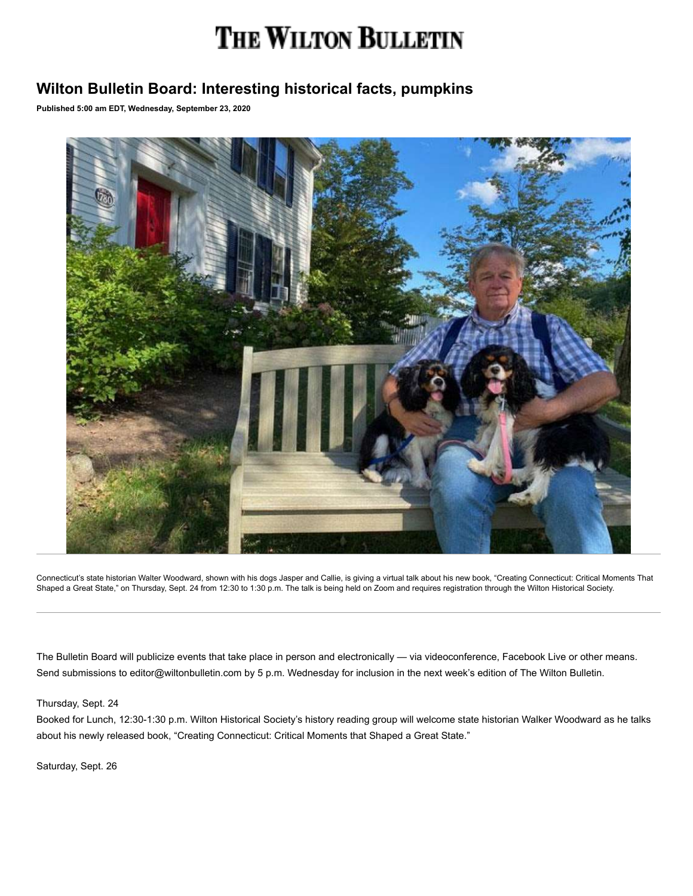# THE WILTON BULLETIN

## Wilton Bulletin Board: Interesting historical facts, pumpkins

**Published 5:00 am EDT, Wednesday, September 23, 2020**

Connecticut's state historian Walter Woodward, shown with his dogs Jasper and Callie, is giving a virtual talk about his new book, "Creating Connecticut: Critical Moments That Shaped a Great State," on Thursday, Sept. 24 from 12:30 to 1:30 p.m. The talk is being held on Zoom and requires registration through the Wilton Historical Society.

The Bulletin Board will publicize events that take place in person and electronically — via videoconference, Facebook Live or other means. Send submissions to editor@wiltonbulletin.com by 5 p.m. Wednesday for inclusion in the next week's edition of The Wilton Bulletin.

Thursday, Sept. 24

Booked for Lunch, 12:30-1:30 p.m. Wilton Historical Society's history reading group will welcome state historian Walker Woodward as he talks about his newly released book, "Creating Connecticut: Critical Moments that Shaped a Great State."

Saturday, Sept. 26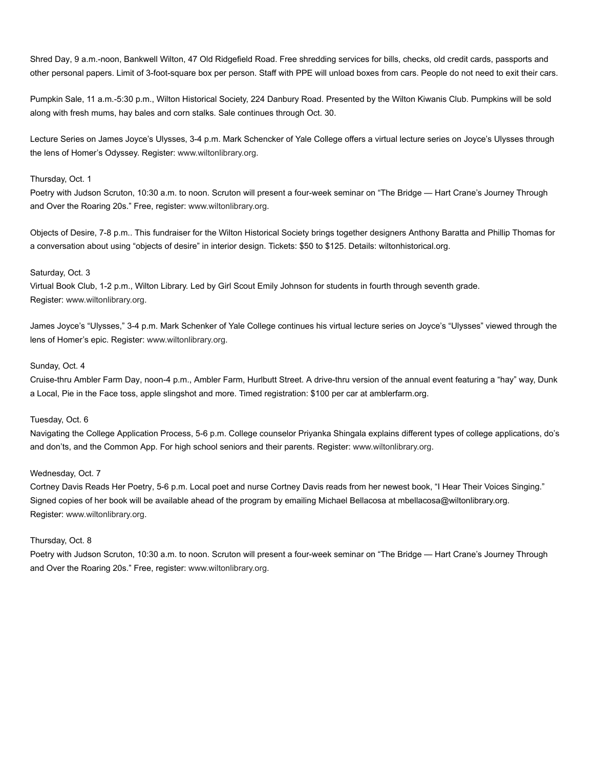Shred Day, 9 a.m.-noon, Bankwell Wilton, 47 Old Ridgefield Road. Free shredding services for bills, checks, old credit cards, passports and other personal papers. Limit of 3-foot-square box per person. Staff with PPE will unload boxes from cars. People do not need to exit their cars.

Pumpkin Sale, 11 a.m.-5:30 p.m., Wilton Historical Society, 224 Danbury Road. Presented by the Wilton Kiwanis Club. Pumpkins will be sold along with fresh mums, hay bales and corn stalks. Sale continues through Oct. 30.

Lecture Series on James Joyce's Ulysses, 3-4 p.m. Mark Schencker of Yale College offers a virtual lecture series on Joyce's Ulysses through the lens of Homer's Odyssey. Register: www.wiltonlibrary.org.

Thursday, Oct. 1
Poetry with Judson Scruton, 10:30 a.m. to noon. Scruton will present a four-week seminar on "The Bridge — Hart Crane's Journey Through and Over the Roaring 20s." Free, register: www.wiltonlibrary.org.

Objects of Desire, 7-8 p.m.. This fundraiser for the Wilton Historical Society brings together designers Anthony Baratta and Phillip Thomas for a conversation about using "objects of desire" in interior design. Tickets: $50 to $125. Details: wiltonhistorical.org.

Saturday, Oct. 3
Virtual Book Club, 1-2 p.m., Wilton Library. Led by Girl Scout Emily Johnson for students in fourth through seventh grade.
Register: www.wiltonlibrary.org.

James Joyce's "Ulysses," 3-4 p.m. Mark Schenker of Yale College continues his virtual lecture series on Joyce's "Ulysses" viewed through the lens of Homer's epic. Register: www.wiltonlibrary.org.

Sunday, Oct. 4
Cruise-thru Ambler Farm Day, noon-4 p.m., Ambler Farm, Hurlbutt Street. A drive-thru version of the annual event featuring a "hay" way, Dunk a Local, Pie in the Face toss, apple slingshot and more. Timed registration: $100 per car at amblerfarm.org.

Tuesday, Oct. 6
Navigating the College Application Process, 5-6 p.m. College counselor Priyanka Shingala explains different types of college applications, do's and don'ts, and the Common App. For high school seniors and their parents. Register: www.wiltonlibrary.org.

Wednesday, Oct. 7
Cortney Davis Reads Her Poetry, 5-6 p.m. Local poet and nurse Cortney Davis reads from her newest book, "I Hear Their Voices Singing." Signed copies of her book will be available ahead of the program by emailing Michael Bellacosa at mbellacosa@wiltonlibrary.org.
Register: www.wiltonlibrary.org.

Thursday, Oct. 8
Poetry with Judson Scruton, 10:30 a.m. to noon. Scruton will present a four-week seminar on "The Bridge — Hart Crane's Journey Through and Over the Roaring 20s." Free, register: www.wiltonlibrary.org.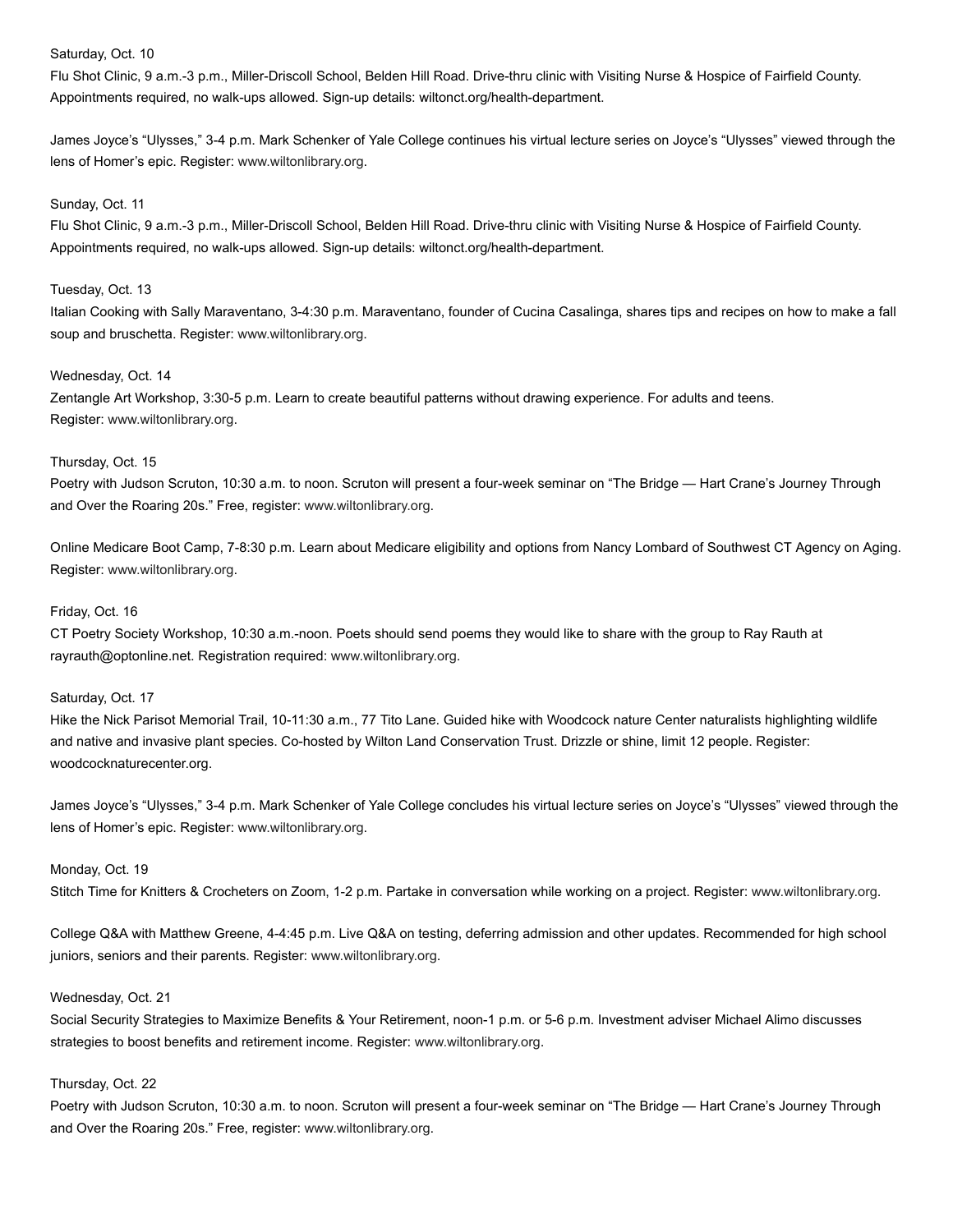Saturday, Oct. 10

Flu Shot Clinic, 9 a.m.-3 p.m., Miller-Driscoll School, Belden Hill Road. Drive-thru clinic with Visiting Nurse & Hospice of Fairfield County. Appointments required, no walk-ups allowed. Sign-up details: wiltonct.org/health-department.

James Joyce's "Ulysses," 3-4 p.m. Mark Schenker of Yale College continues his virtual lecture series on Joyce's "Ulysses" viewed through the lens of Homer's epic. Register: www.wiltonlibrary.org.

Sunday, Oct. 11

Flu Shot Clinic, 9 a.m.-3 p.m., Miller-Driscoll School, Belden Hill Road. Drive-thru clinic with Visiting Nurse & Hospice of Fairfield County. Appointments required, no walk-ups allowed. Sign-up details: wiltonct.org/health-department.

Tuesday, Oct. 13

Italian Cooking with Sally Maraventano, 3-4:30 p.m. Maraventano, founder of Cucina Casalinga, shares tips and recipes on how to make a fall soup and bruschetta. Register: www.wiltonlibrary.org.

Wednesday, Oct. 14

Zentangle Art Workshop, 3:30-5 p.m. Learn to create beautiful patterns without drawing experience. For adults and teens. Register: www.wiltonlibrary.org.

Thursday, Oct. 15

Poetry with Judson Scruton, 10:30 a.m. to noon. Scruton will present a four-week seminar on "The Bridge — Hart Crane's Journey Through and Over the Roaring 20s." Free, register: www.wiltonlibrary.org.

Online Medicare Boot Camp, 7-8:30 p.m. Learn about Medicare eligibility and options from Nancy Lombard of Southwest CT Agency on Aging. Register: www.wiltonlibrary.org.

Friday, Oct. 16

CT Poetry Society Workshop, 10:30 a.m.-noon. Poets should send poems they would like to share with the group to Ray Rauth at rayrauth@optonline.net. Registration required: www.wiltonlibrary.org.

Saturday, Oct. 17

Hike the Nick Parisot Memorial Trail, 10-11:30 a.m., 77 Tito Lane. Guided hike with Woodcock nature Center naturalists highlighting wildlife and native and invasive plant species. Co-hosted by Wilton Land Conservation Trust. Drizzle or shine, limit 12 people. Register: woodcocknaturecenter.org.

James Joyce's "Ulysses," 3-4 p.m. Mark Schenker of Yale College concludes his virtual lecture series on Joyce's "Ulysses" viewed through the lens of Homer's epic. Register: www.wiltonlibrary.org.

Monday, Oct. 19

Stitch Time for Knitters & Crocheters on Zoom, 1-2 p.m. Partake in conversation while working on a project. Register: www.wiltonlibrary.org.

College Q&A with Matthew Greene, 4-4:45 p.m. Live Q&A on testing, deferring admission and other updates. Recommended for high school juniors, seniors and their parents. Register: www.wiltonlibrary.org.

Wednesday, Oct. 21

Social Security Strategies to Maximize Benefits & Your Retirement, noon-1 p.m. or 5-6 p.m. Investment adviser Michael Alimo discusses strategies to boost benefits and retirement income. Register: www.wiltonlibrary.org.

Thursday, Oct. 22

Poetry with Judson Scruton, 10:30 a.m. to noon. Scruton will present a four-week seminar on "The Bridge — Hart Crane's Journey Through and Over the Roaring 20s." Free, register: www.wiltonlibrary.org.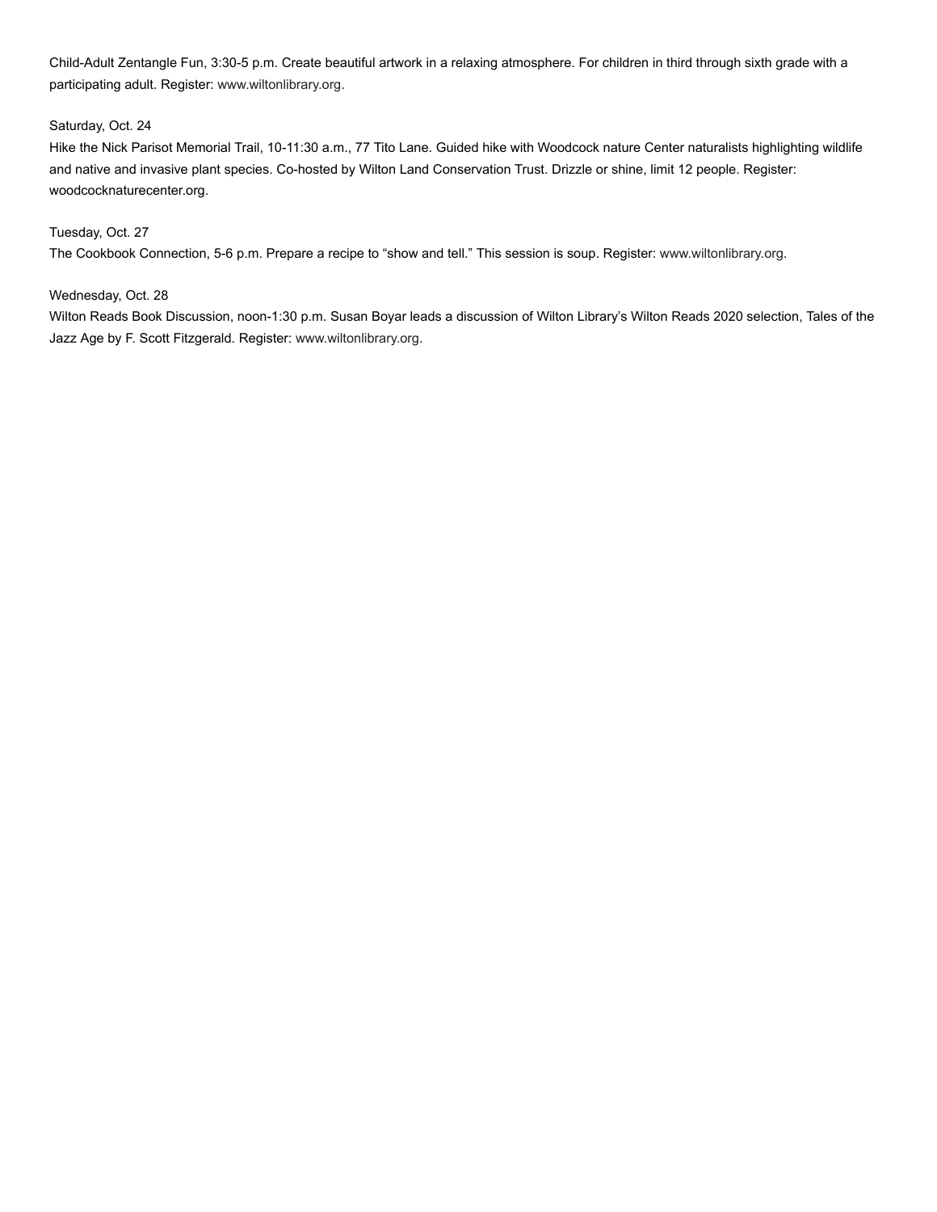Child-Adult Zentangle Fun, 3:30-5 p.m. Create beautiful artwork in a relaxing atmosphere. For children in third through sixth grade with a participating adult. Register: www.wiltonlibrary.org.

Saturday, Oct. 24

Hike the Nick Parisot Memorial Trail, 10-11:30 a.m., 77 Tito Lane. Guided hike with Woodcock nature Center naturalists highlighting wildlife and native and invasive plant species. Co-hosted by Wilton Land Conservation Trust. Drizzle or shine, limit 12 people. Register: woodcocknaturecenter.org.

Tuesday, Oct. 27

The Cookbook Connection, 5-6 p.m. Prepare a recipe to "show and tell." This session is soup. Register: www.wiltonlibrary.org.

Wednesday, Oct. 28

Wilton Reads Book Discussion, noon-1:30 p.m. Susan Boyar leads a discussion of Wilton Library's Wilton Reads 2020 selection, Tales of the Jazz Age by F. Scott Fitzgerald. Register: www.wiltonlibrary.org.